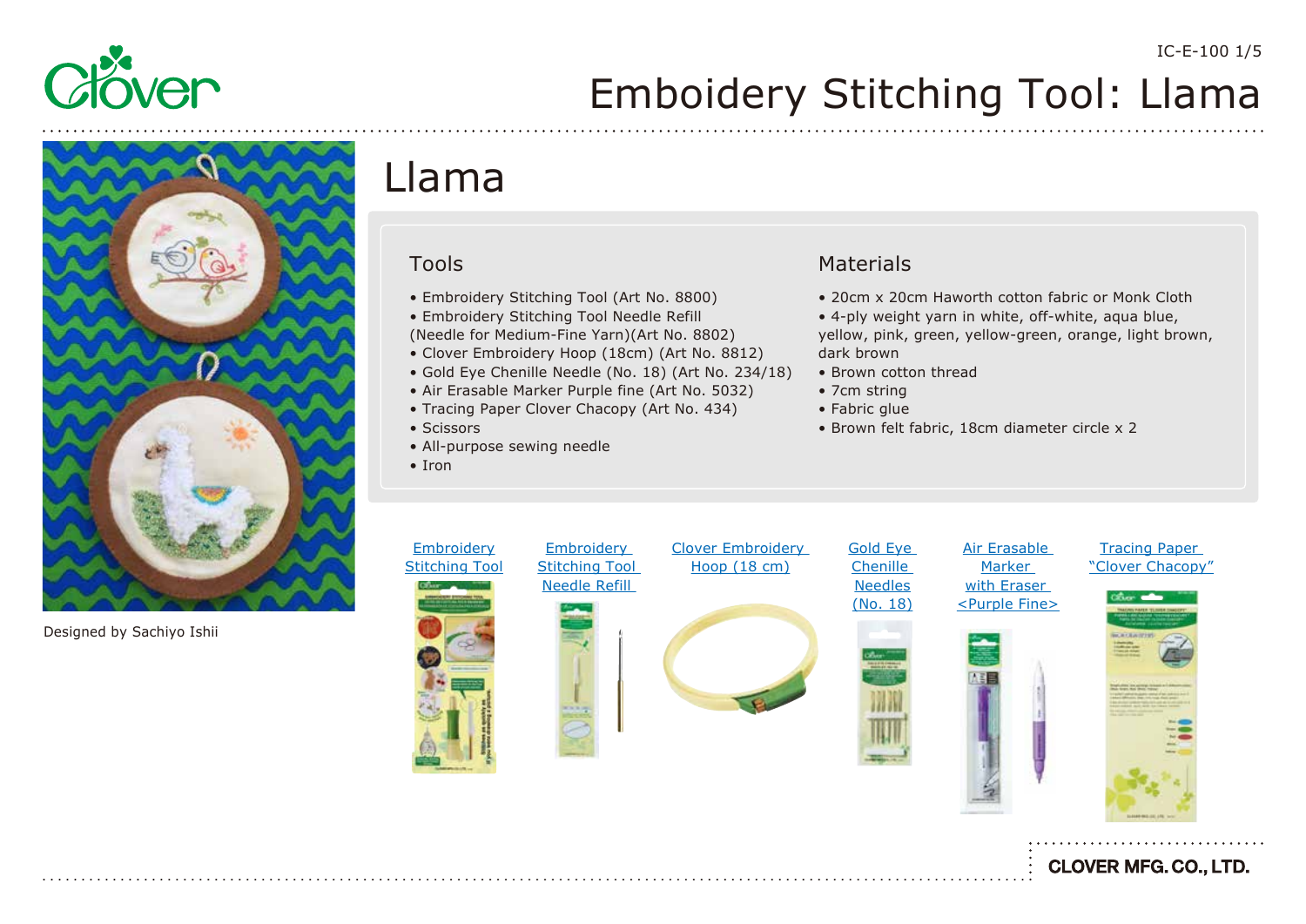# Emboidery Stitching Tool: Llama

Designed by Sachiyo Ishii

## Llama

### Tools

- Embroidery Stitching Tool (Art No. 8800)
- Embroidery Stitching Tool Needle Refill (Needle for Medium-Fine Yarn)(Art No. 8802)
- Clover Embroidery Hoop (18cm) (Art No. 8812)
- Gold Eye Chenille Needle (No. 18) (Art No. 234/18)
- Air Erasable Marker Purple fine (Art No. 5032)
- Tracing Paper Clover Chacopy (Art No. 434)
- Scissors
- All-purpose sewing needle
- Iron

### Materials

- 20cm x 20cm Haworth cotton fabric or Monk Cloth
- 4-ply weight yarn in white, off-white, aqua blue, yellow, pink, green, yellow-green, orange, light brown, dark brown
- Brown cotton thread
- 7cm string
- Fabric glue
- Brown felt fabric, 18cm diameter circle x 2

Embroidery Stitching Tool

Embroidery Stitching Tool Needle Refill

Clover Embroidery Hoop (18 cm)

Gold Eye Chenille Needles (No. 18)

Air Erasable Marker with Eraser <Purple Fine>

Tracing Paper "Clover Chacopy"

CLOVER MFG. CO., LTD.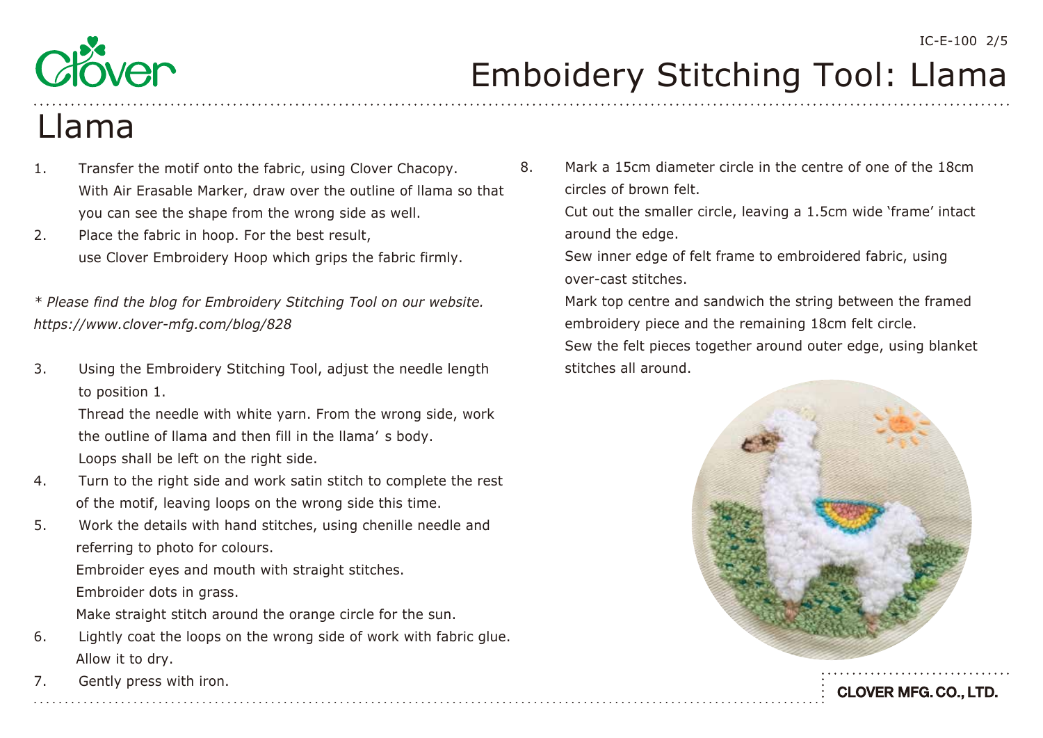# Emboidery Stitching Tool: Llama

## Llama

1. Transfer the motif onto the fabric, using Clover Chacopy.
   With Air Erasable Marker, draw over the outline of llama so that you can see the shape from the wrong side as well.
2. Place the fabric in hoop. For the best result,
   use Clover Embroidery Hoop which grips the fabric firmly.

*\* Please find the blog for Embroidery Stitching Tool on our website.*
*https://www.clover-mfg.com/blog/828*

3. Using the Embroidery Stitching Tool, adjust the needle length to position 1.
   Thread the needle with white yarn. From the wrong side, work the outline of llama and then fill in the llama' s body.
   Loops shall be left on the right side.
4. Turn to the right side and work satin stitch to complete the rest of the motif, leaving loops on the wrong side this time.
5. Work the details with hand stitches, using chenille needle and referring to photo for colours.
   Embroider eyes and mouth with straight stitches.
   Embroider dots in grass.
   Make straight stitch around the orange circle for the sun.
6. Lightly coat the loops on the wrong side of work with fabric glue.
   Allow it to dry.
7. Gently press with iron.
8. Mark a 15cm diameter circle in the centre of one of the 18cm circles of brown felt.
   Cut out the smaller circle, leaving a 1.5cm wide 'frame' intact around the edge.
   Sew inner edge of felt frame to embroidered fabric, using over-cast stitches.
   Mark top centre and sandwich the string between the framed embroidery piece and the remaining 18cm felt circle.
   Sew the felt pieces together around outer edge, using blanket stitches all around.

CLOVER MFG. CO., LTD.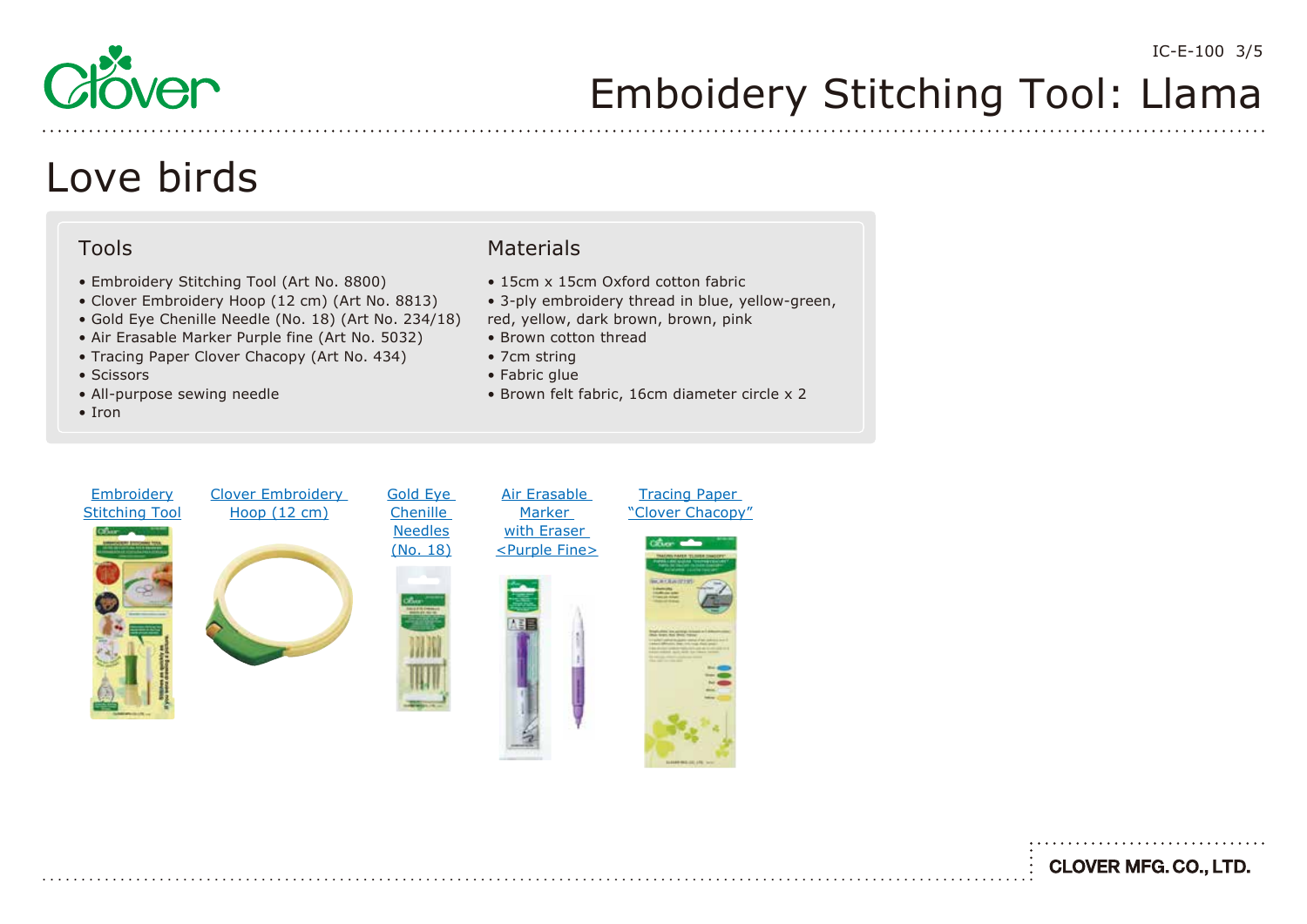# Love birds

## Tools

- Embroidery Stitching Tool (Art No. 8800)
- Clover Embroidery Hoop (12 cm) (Art No. 8813)
- Gold Eye Chenille Needle (No. 18) (Art No. 234/18)
- Air Erasable Marker Purple fine (Art No. 5032)
- Tracing Paper Clover Chacopy (Art No. 434)
- Scissors
- All-purpose sewing needle
- Iron

## Materials

- 15cm x 15cm Oxford cotton fabric
- 3-ply embroidery thread in blue, yellow-green, red, yellow, dark brown, brown, pink
- Brown cotton thread
- 7cm string
- Fabric glue
- Brown felt fabric, 16cm diameter circle x 2

Embroidery Stitching Tool

Clover Embroidery Hoop (12 cm)

Gold Eye Chenille Needles (No. 18)

Air Erasable Marker with Eraser <Purple Fine>

Tracing Paper "Clover Chacopy"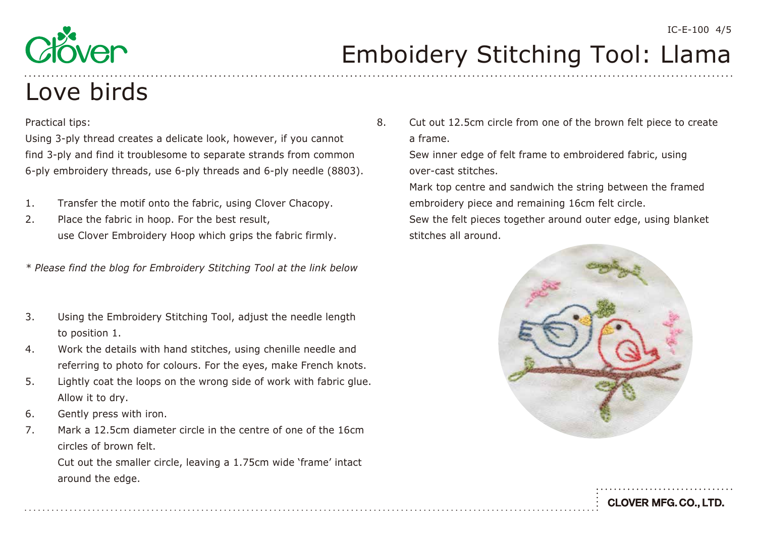# Emboidery Stitching Tool: Llama

## Love birds

Practical tips:
Using 3-ply thread creates a delicate look, however, if you cannot find 3-ply and find it troublesome to separate strands from common 6-ply embroidery threads, use 6-ply threads and 6-ply needle (8803).

1. Transfer the motif onto the fabric, using Clover Chacopy.
2. Place the fabric in hoop. For the best result, use Clover Embroidery Hoop which grips the fabric firmly.

*\* Please find the blog for Embroidery Stitching Tool at the link below*

3. Using the Embroidery Stitching Tool, adjust the needle length to position 1.
4. Work the details with hand stitches, using chenille needle and referring to photo for colours. For the eyes, make French knots.
5. Lightly coat the loops on the wrong side of work with fabric glue. Allow it to dry.
6. Gently press with iron.
7. Mark a 12.5cm diameter circle in the centre of one of the 16cm circles of brown felt.
   Cut out the smaller circle, leaving a 1.75cm wide 'frame' intact around the edge.
8. Cut out 12.5cm circle from one of the brown felt piece to create a frame.
   Sew inner edge of felt frame to embroidered fabric, using over-cast stitches.
   Mark top centre and sandwich the string between the framed embroidery piece and remaining 16cm felt circle.
   Sew the felt pieces together around outer edge, using blanket stitches all around.

CLOVER MFG. CO., LTD.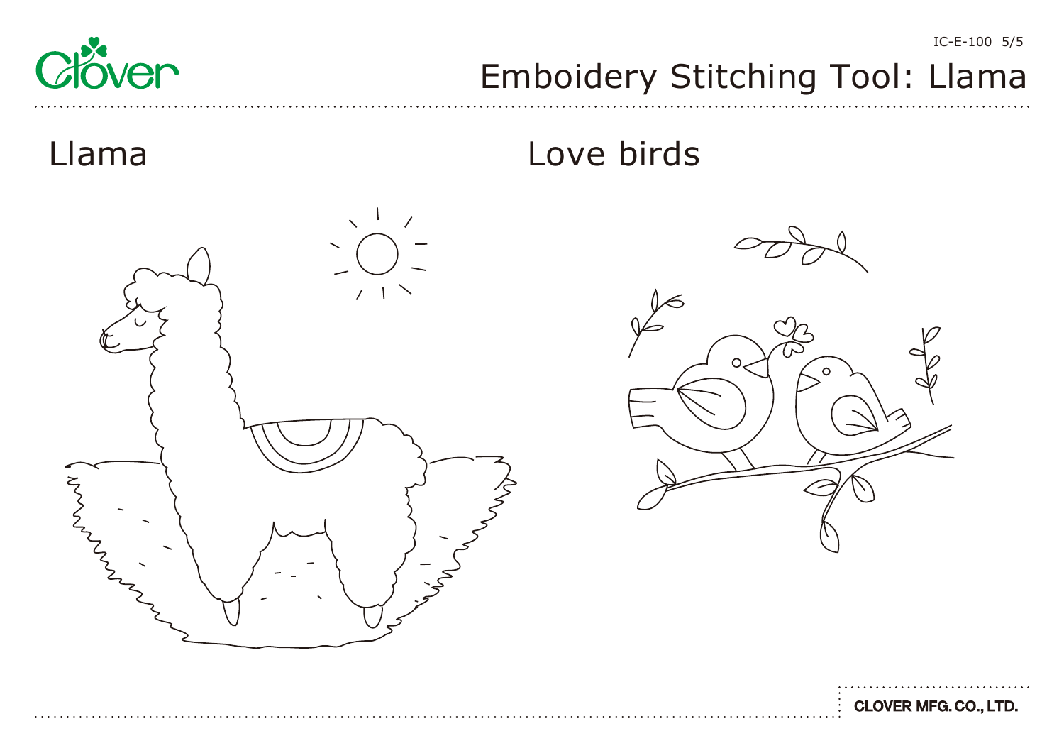# Emboidery Stitching Tool: Llama

## Llama

## Love birds

CLOVER MFG. CO., LTD.